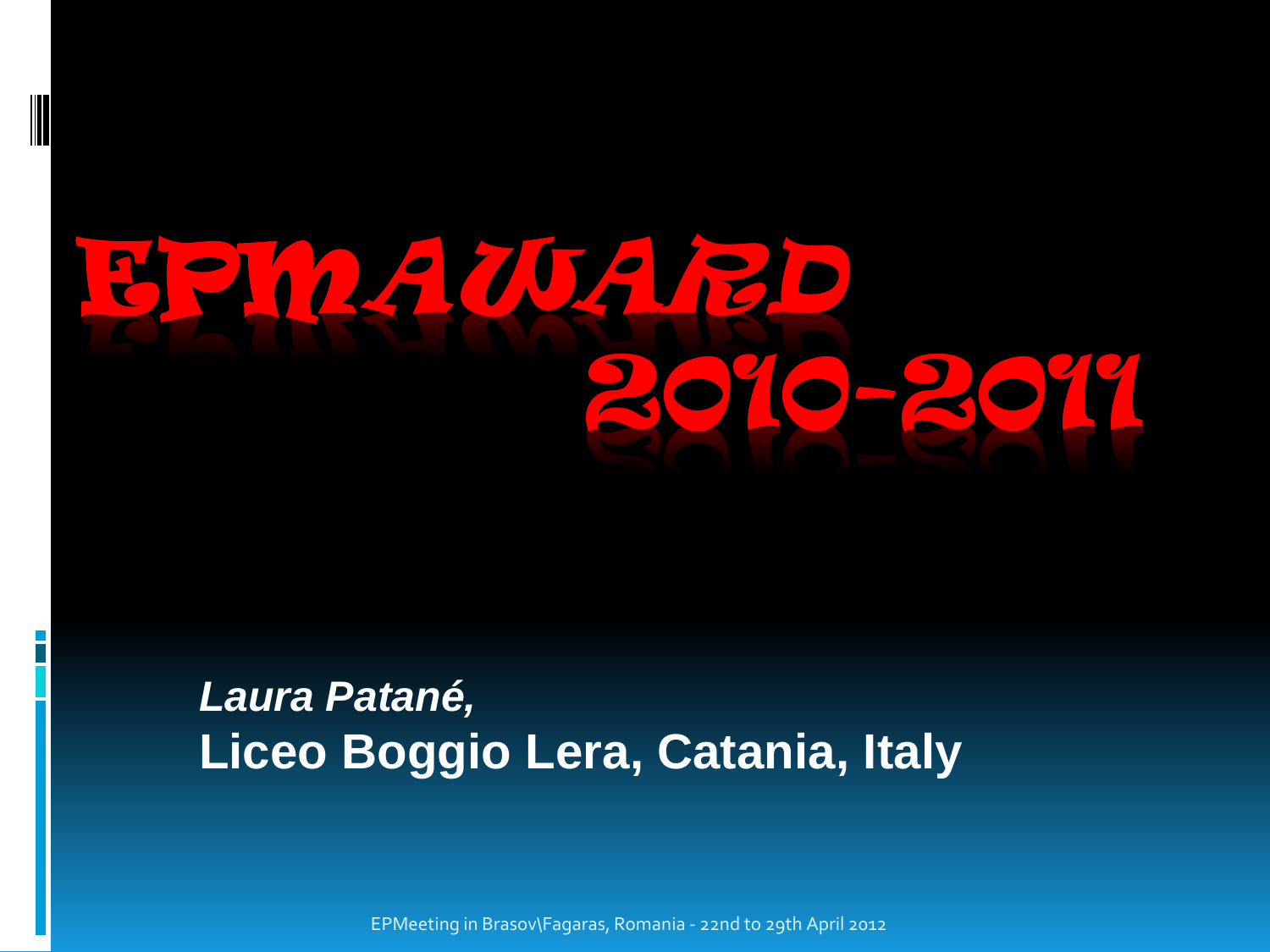# EPMAWARD 2010-2011

***Laura Patané,***

**Liceo Boggio Lera, Catania, Italy**

EPMeeting in Brasov\Fagaras, Romania - 22nd to 29th April 2012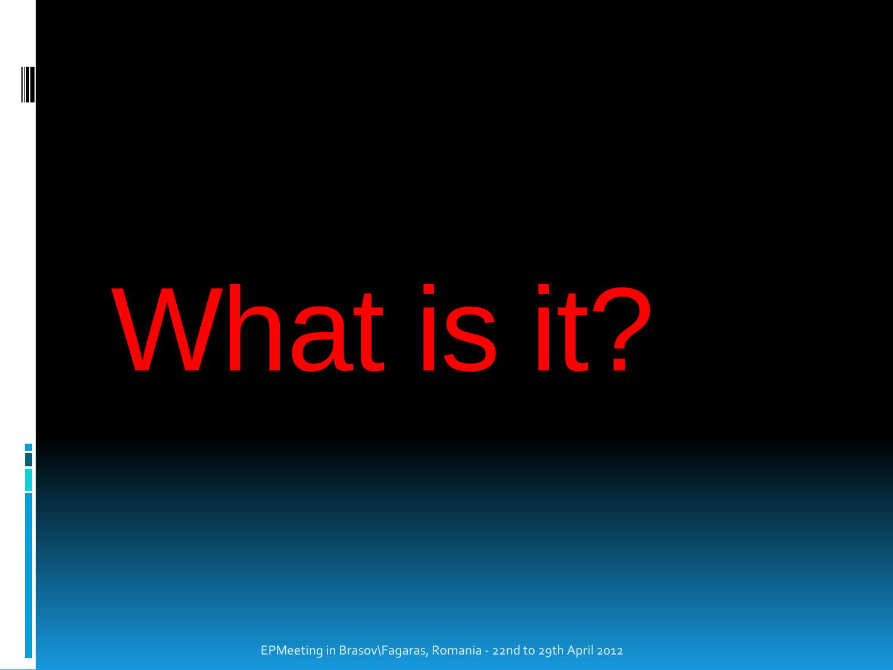# What is it?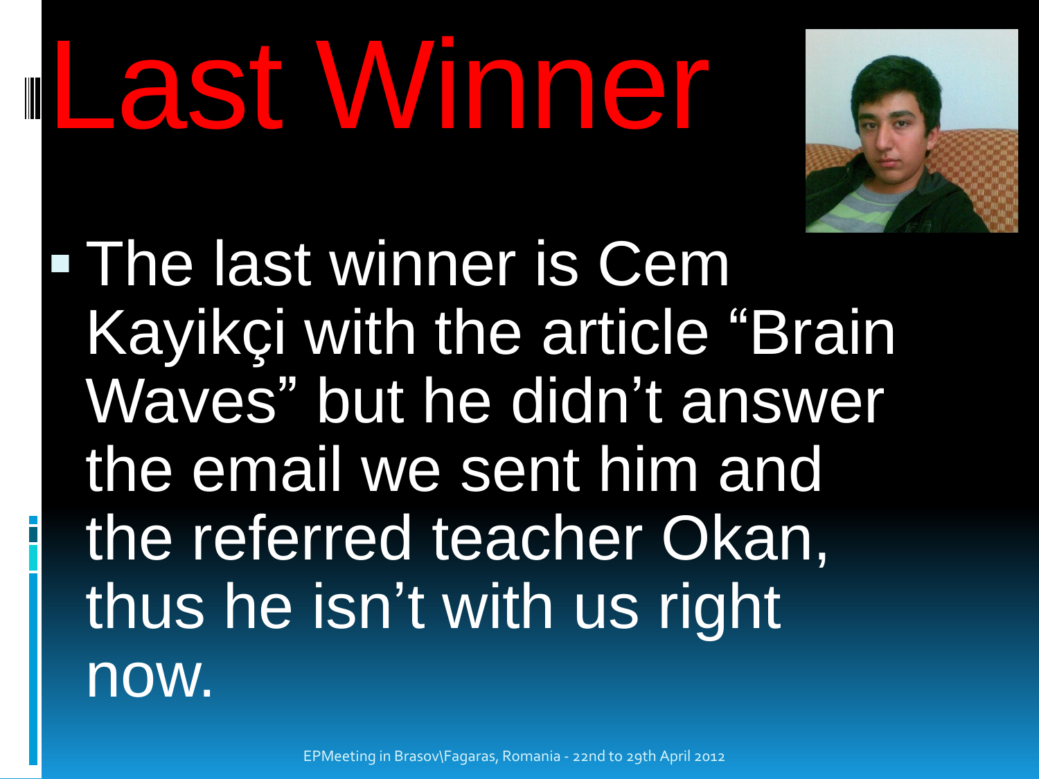# Last Winner

- The last winner is Cem Kayikçi with the article “Brain Waves” but he didn’t answer the email we sent him and the referred teacher Okan, thus he isn’t with us right now.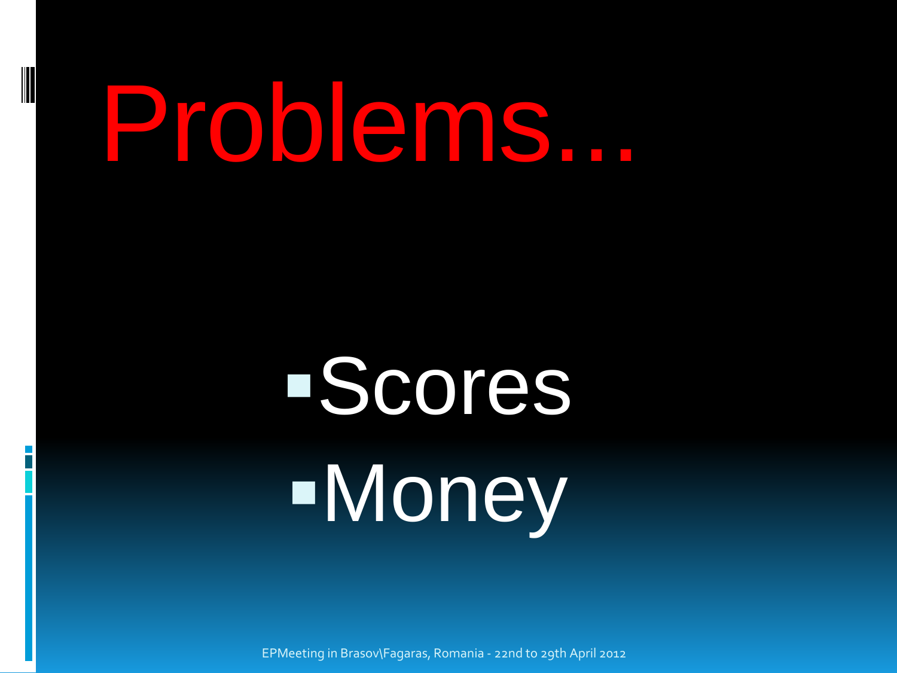# Problems...

- Scores
- Money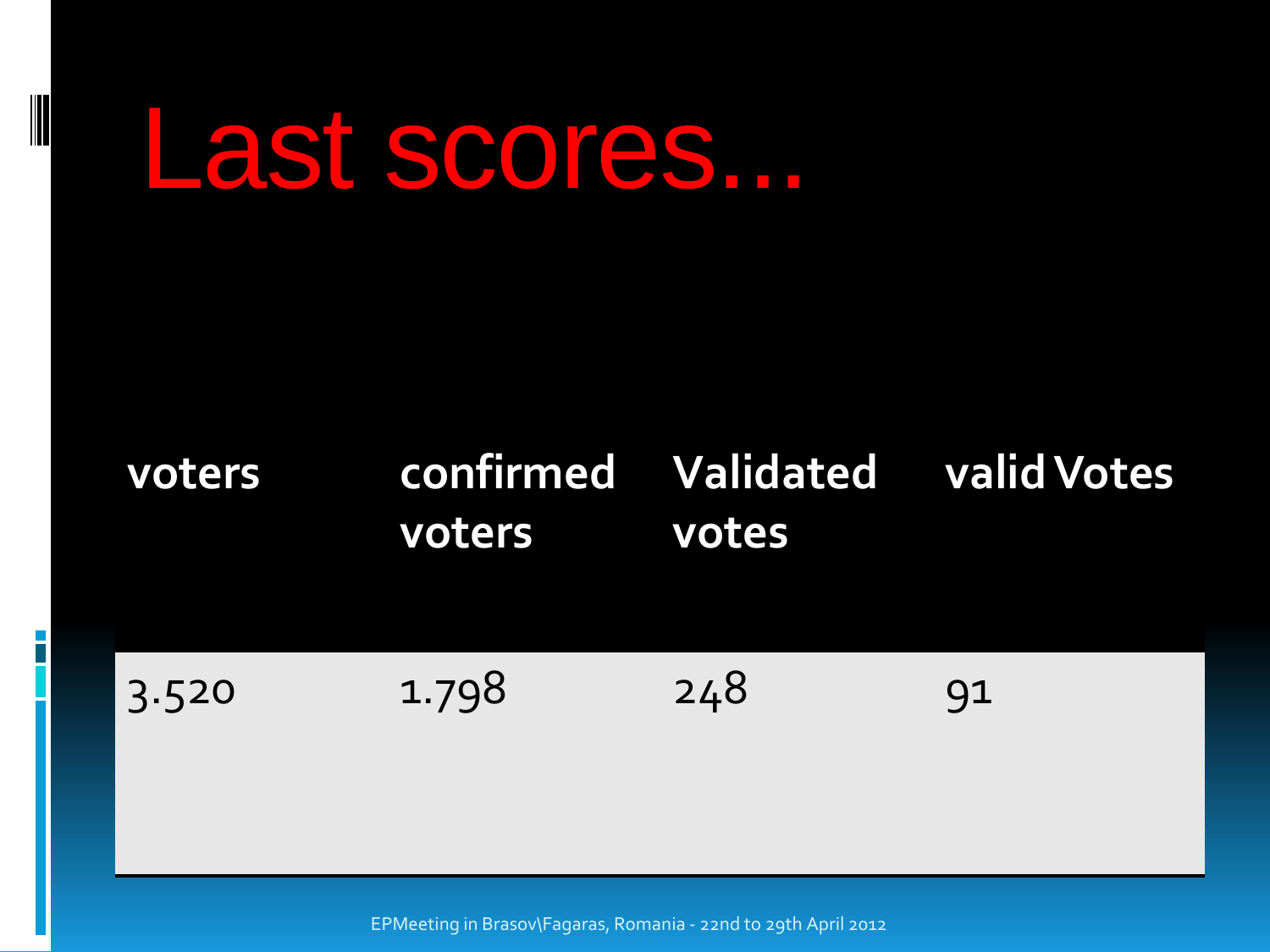# Last scores...

| voters | confirmed voters | Validated votes | valid Votes |
|---|---|---|---|
| 3.520 | 1.798 | 248 | 91 |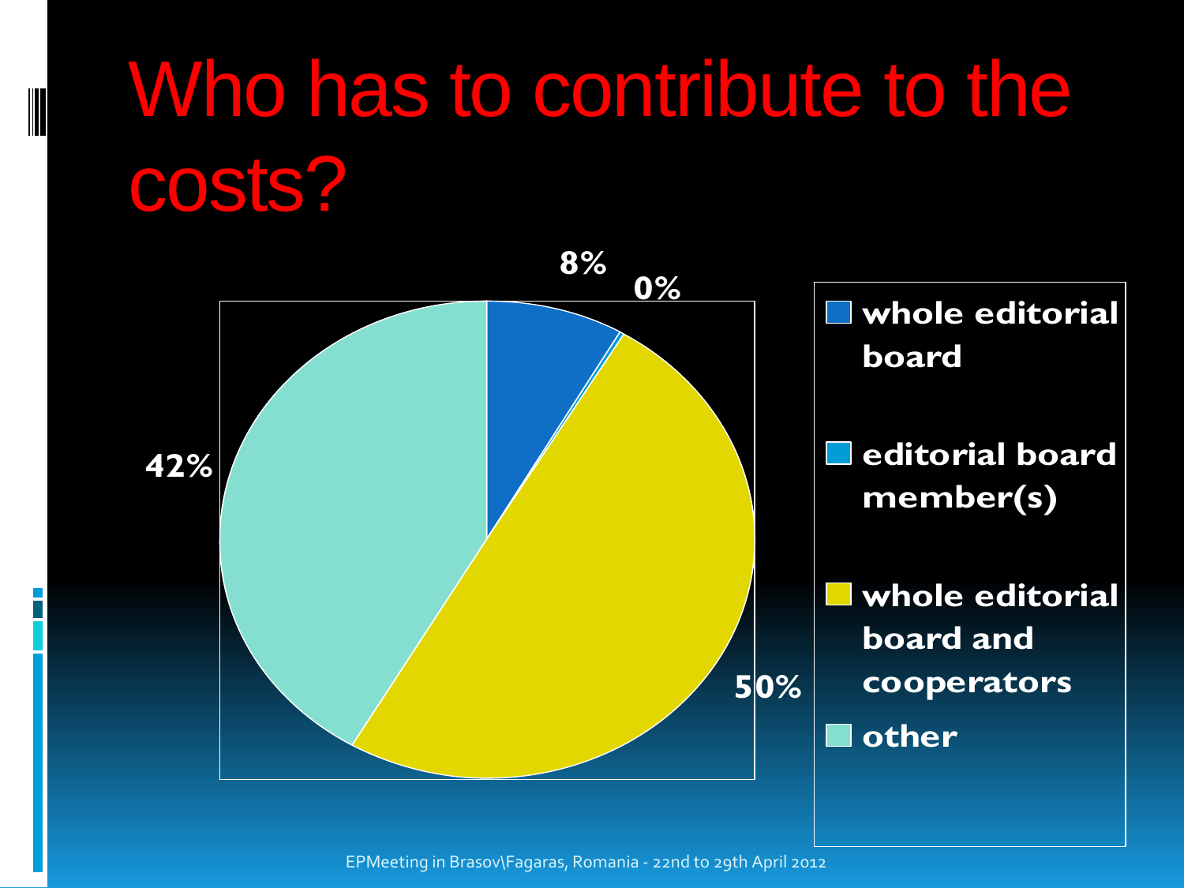# Who has to contribute to the costs?

| Category | Percentage |
| --- | --- |
| whole editorial board | 8% |
| editorial board member(s) | 0% |
| whole editorial board and cooperators | 50% |
| other | 42% |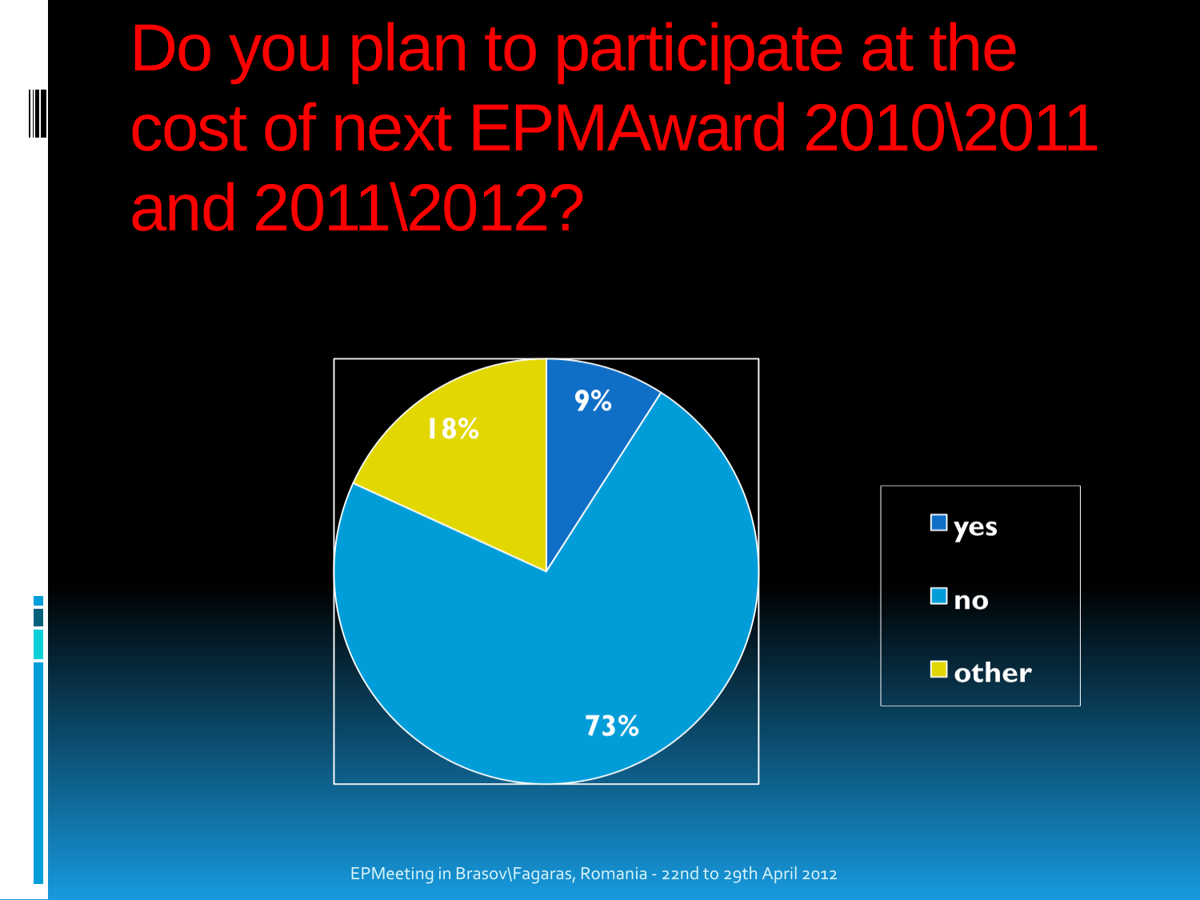# Do you plan to participate at the cost of next EPMAward 2010\2011 and 2011\2012?

| Answer | Percentage |
| --- | --- |
| yes | 9% |
| no | 73% |
| other | 18% |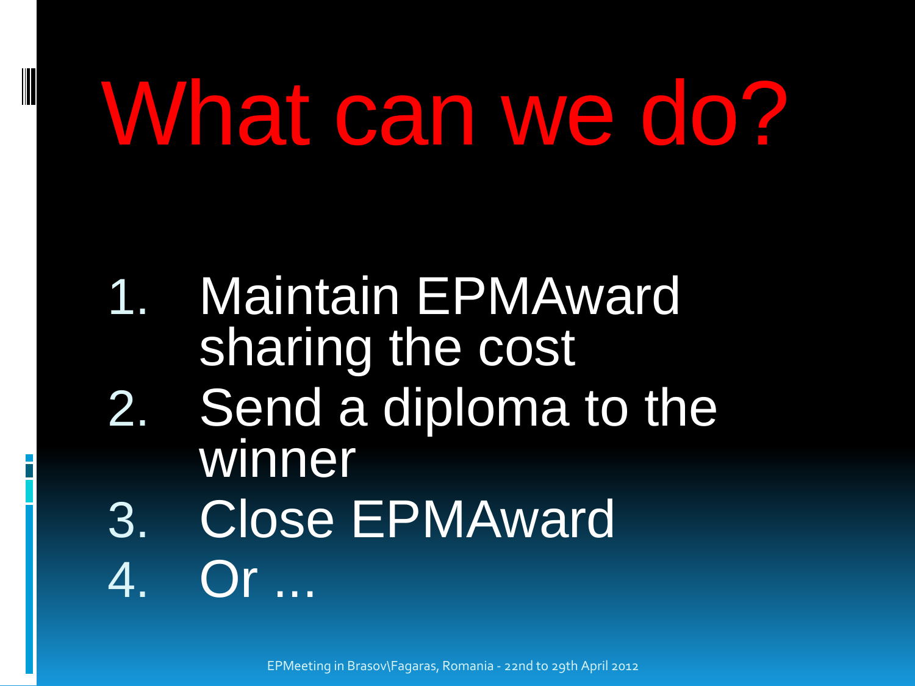# What can we do?

1. Maintain EPMAward sharing the cost
2. Send a diploma to the winner
3. Close EPMAward
4. Or …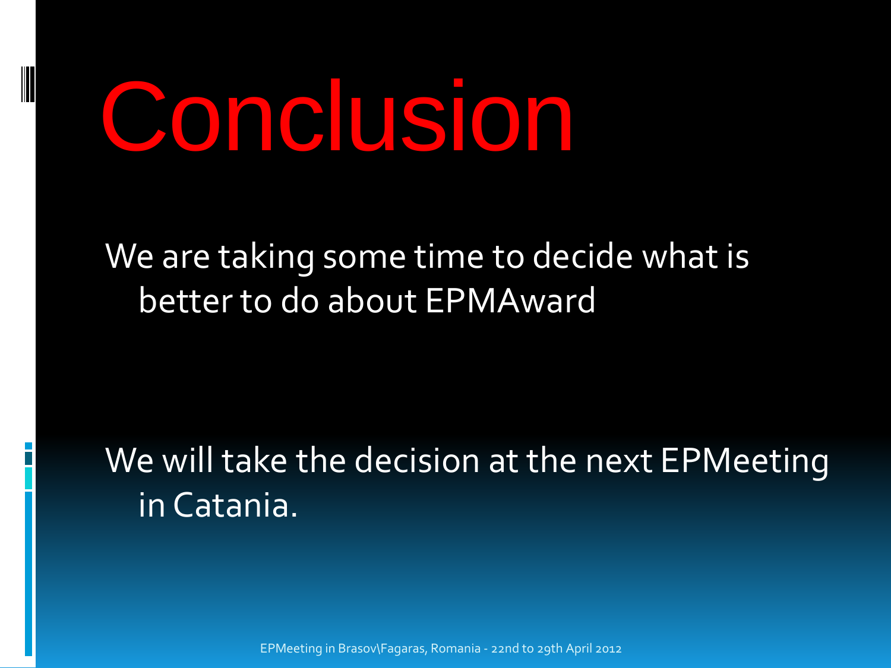# Conclusion

We are taking some time to decide what is better to do about EPMAward

We will take the decision at the next EPMeeting in Catania.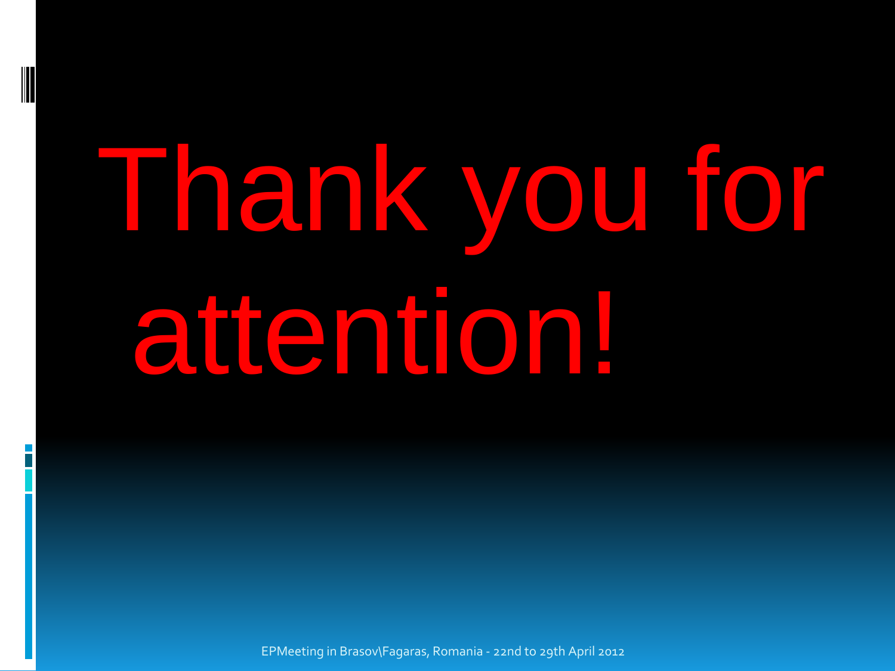# Thank you for attention!